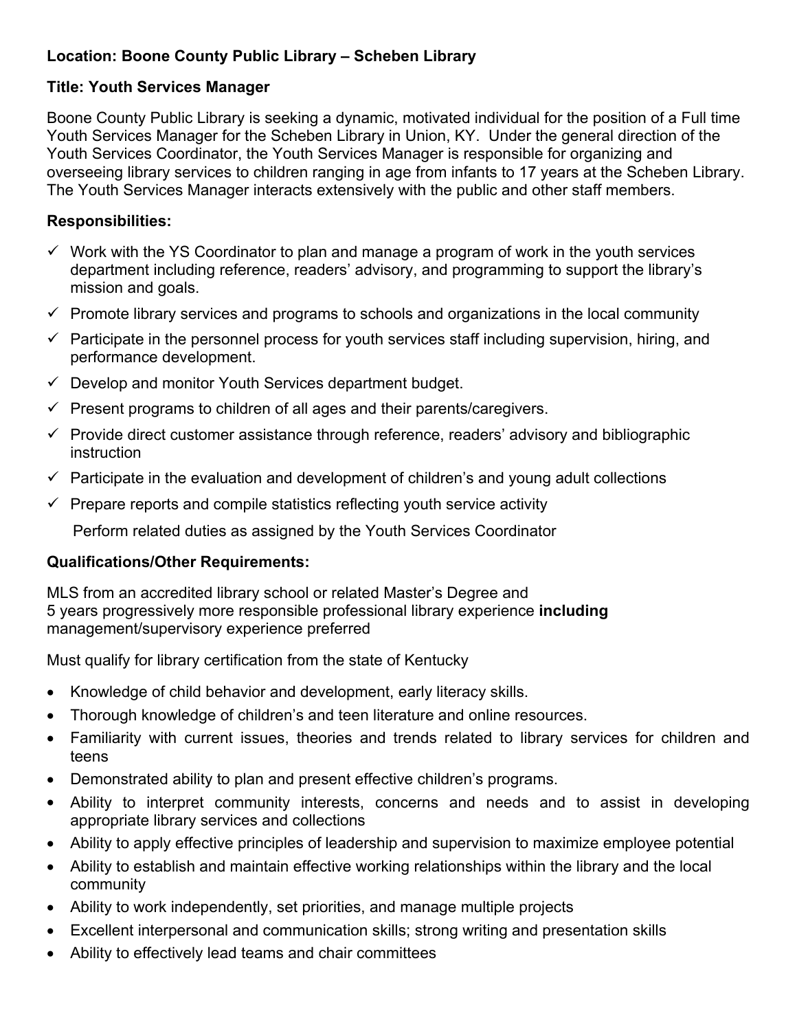**Location: Boone County Public Library – Scheben Library**

**Title: Youth Services Manager**

Boone County Public Library is seeking a dynamic, motivated individual for the position of a Full time Youth Services Manager for the Scheben Library in Union, KY. Under the general direction of the Youth Services Coordinator, the Youth Services Manager is responsible for organizing and overseeing library services to children ranging in age from infants to 17 years at the Scheben Library. The Youth Services Manager interacts extensively with the public and other staff members.

**Responsibilities:**

- ✓ Work with the YS Coordinator to plan and manage a program of work in the youth services department including reference, readers' advisory, and programming to support the library's mission and goals.
- ✓ Promote library services and programs to schools and organizations in the local community
- ✓ Participate in the personnel process for youth services staff including supervision, hiring, and performance development.
- ✓ Develop and monitor Youth Services department budget.
- ✓ Present programs to children of all ages and their parents/caregivers.
- ✓ Provide direct customer assistance through reference, readers' advisory and bibliographic instruction
- ✓ Participate in the evaluation and development of children's and young adult collections
- ✓ Prepare reports and compile statistics reflecting youth service activity

  Perform related duties as assigned by the Youth Services Coordinator

**Qualifications/Other Requirements:**

MLS from an accredited library school or related Master's Degree and
5 years progressively more responsible professional library experience **including** management/supervisory experience preferred

Must qualify for library certification from the state of Kentucky

- Knowledge of child behavior and development, early literacy skills.
- Thorough knowledge of children's and teen literature and online resources.
- Familiarity with current issues, theories and trends related to library services for children and teens
- Demonstrated ability to plan and present effective children's programs.
- Ability to interpret community interests, concerns and needs and to assist in developing appropriate library services and collections
- Ability to apply effective principles of leadership and supervision to maximize employee potential
- Ability to establish and maintain effective working relationships within the library and the local community
- Ability to work independently, set priorities, and manage multiple projects
- Excellent interpersonal and communication skills; strong writing and presentation skills
- Ability to effectively lead teams and chair committees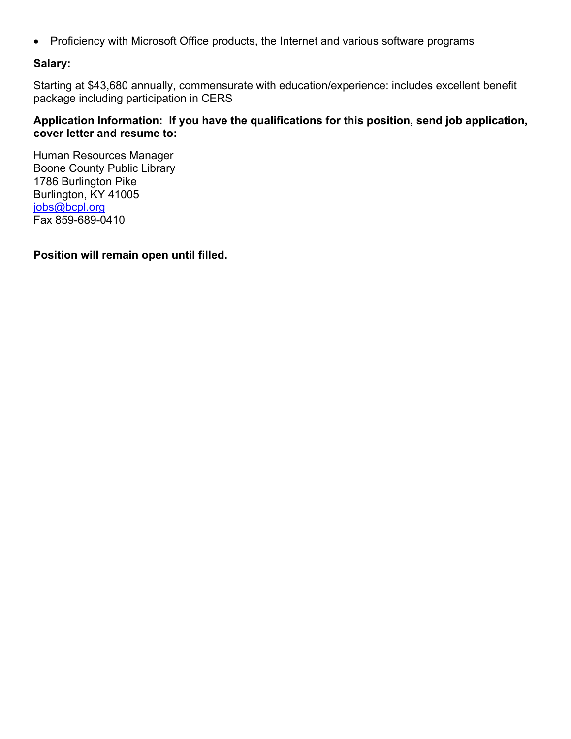- Proficiency with Microsoft Office products, the Internet and various software programs

**Salary:**

Starting at $43,680 annually, commensurate with education/experience: includes excellent benefit package including participation in CERS

**Application Information: If you have the qualifications for this position, send job application, cover letter and resume to:**

Human Resources Manager
Boone County Public Library
1786 Burlington Pike
Burlington, KY 41005
jobs@bcpl.org
Fax 859-689-0410

**Position will remain open until filled.**